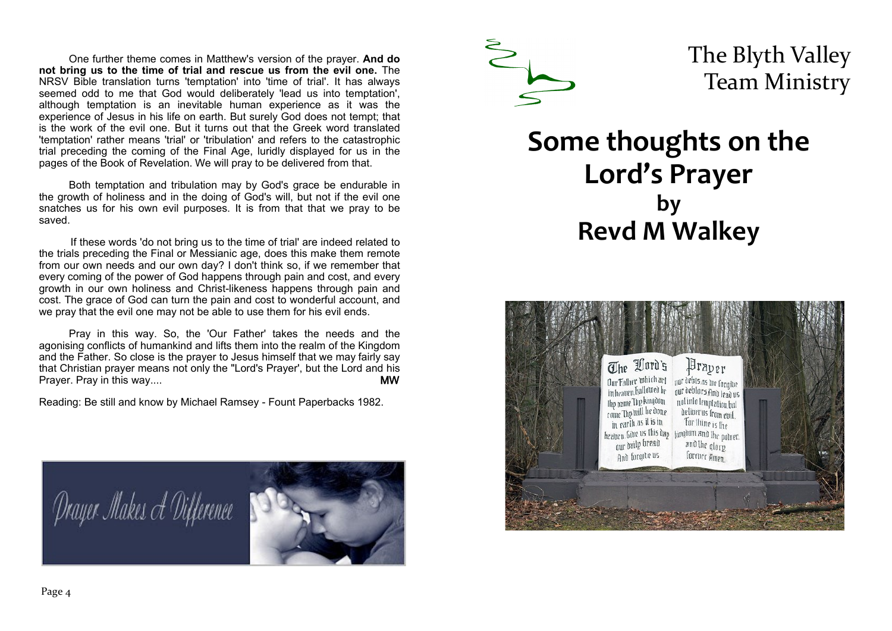One further theme comes in Matthew's version of the prayer. **And do not bring us to the time of trial and rescue us from the evil one.** The NRSV Bible translation turns 'temptation' into 'time of trial'. It has always seemed odd to me that God would deliberately 'lead us into temptation', although temptation is an inevitable human experience as it was the experience of Jesus in his life on earth. But surely God does not tempt; that is the work of the evil one. But it turns out that the Greek word translated 'temptation' rather means 'trial' or 'tribulation' and refers to the catastrophic trial preceding the coming of the Final Age, luridly displayed for us in the pages of the Book of Revelation. We will pray to be delivered from that.

Both temptation and tribulation may by God's grace be endurable in the growth of holiness and in the doing of God's will, but not if the evil one snatches us for his own evil purposes. It is from that that we pray to be saved.

If these words 'do not bring us to the time of trial' are indeed related to the trials preceding the Final or Messianic age, does this make them remote from our own needs and our own day? I don't think so, if we remember that every coming of the power of God happens through pain and cost, and every growth in our own holiness and Christ-likeness happens through pain and cost. The grace of God can turn the pain and cost to wonderful account, and we pray that the evil one may not be able to use them for his evil ends.

Pray in this way. So, the 'Our Father' takes the needs and the agonising conflicts of humankind and lifts them into the realm of the Kingdom and the Father. So close is the prayer to Jesus himself that we may fairly say that Christian prayer means not only the "Lord's Prayer', but the Lord and his Prayer. Pray in this way.... **MW**

Reading: Be still and know by Michael Ramsey - Fount Paperbacks 1982.

Prayer Makes A Difference

# The Blyth Valley Team Ministry

# Some thoughts on the Lord's Prayer by Revd M Walkey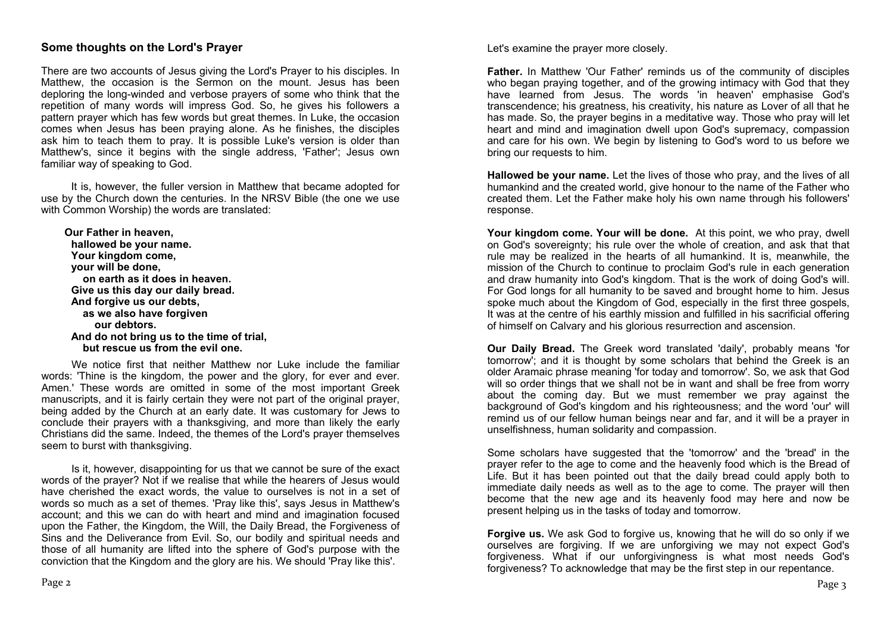## Some thoughts on the Lord's Prayer

There are two accounts of Jesus giving the Lord's Prayer to his disciples. In Matthew, the occasion is the Sermon on the mount. Jesus has been deploring the long-winded and verbose prayers of some who think that the repetition of many words will impress God. So, he gives his followers a pattern prayer which has few words but great themes. In Luke, the occasion comes when Jesus has been praying alone. As he finishes, the disciples ask him to teach them to pray. It is possible Luke's version is older than Matthew's, since it begins with the single address, 'Father'; Jesus own familiar way of speaking to God.

It is, however, the fuller version in Matthew that became adopted for use by the Church down the centuries. In the NRSV Bible (the one we use with Common Worship) the words are translated:

**Our Father in heaven,**
**hallowed be your name.**
**Your kingdom come,**
**your will be done,**
**on earth as it does in heaven.**
**Give us this day our daily bread.**
**And forgive us our debts,**
**as we also have forgiven**
**our debtors.**
**And do not bring us to the time of trial,**
**but rescue us from the evil one.**

We notice first that neither Matthew nor Luke include the familiar words: 'Thine is the kingdom, the power and the glory, for ever and ever. Amen.' These words are omitted in some of the most important Greek manuscripts, and it is fairly certain they were not part of the original prayer, being added by the Church at an early date. It was customary for Jews to conclude their prayers with a thanksgiving, and more than likely the early Christians did the same. Indeed, the themes of the Lord's prayer themselves seem to burst with thanksgiving.

Is it, however, disappointing for us that we cannot be sure of the exact words of the prayer? Not if we realise that while the hearers of Jesus would have cherished the exact words, the value to ourselves is not in a set of words so much as a set of themes. 'Pray like this', says Jesus in Matthew's account; and this we can do with heart and mind and imagination focused upon the Father, the Kingdom, the Will, the Daily Bread, the Forgiveness of Sins and the Deliverance from Evil. So, our bodily and spiritual needs and those of all humanity are lifted into the sphere of God's purpose with the conviction that the Kingdom and the glory are his. We should 'Pray like this'.

Let's examine the prayer more closely.

**Father.** In Matthew 'Our Father' reminds us of the community of disciples who began praying together, and of the growing intimacy with God that they have learned from Jesus. The words 'in heaven' emphasise God's transcendence; his greatness, his creativity, his nature as Lover of all that he has made. So, the prayer begins in a meditative way. Those who pray will let heart and mind and imagination dwell upon God's supremacy, compassion and care for his own. We begin by listening to God's word to us before we bring our requests to him.

**Hallowed be your name.** Let the lives of those who pray, and the lives of all humankind and the created world, give honour to the name of the Father who created them. Let the Father make holy his own name through his followers' response.

**Your kingdom come. Your will be done.** At this point, we who pray, dwell on God's sovereignty; his rule over the whole of creation, and ask that that rule may be realized in the hearts of all humankind. It is, meanwhile, the mission of the Church to continue to proclaim God's rule in each generation and draw humanity into God's kingdom. That is the work of doing God's will. For God longs for all humanity to be saved and brought home to him. Jesus spoke much about the Kingdom of God, especially in the first three gospels, It was at the centre of his earthly mission and fulfilled in his sacrificial offering of himself on Calvary and his glorious resurrection and ascension.

**Our Daily Bread.** The Greek word translated 'daily', probably means 'for tomorrow'; and it is thought by some scholars that behind the Greek is an older Aramaic phrase meaning 'for today and tomorrow'. So, we ask that God will so order things that we shall not be in want and shall be free from worry about the coming day. But we must remember we pray against the background of God's kingdom and his righteousness; and the word 'our' will remind us of our fellow human beings near and far, and it will be a prayer in unselfishness, human solidarity and compassion.

Some scholars have suggested that the 'tomorrow' and the 'bread' in the prayer refer to the age to come and the heavenly food which is the Bread of Life. But it has been pointed out that the daily bread could apply both to immediate daily needs as well as to the age to come. The prayer will then become that the new age and its heavenly food may here and now be present helping us in the tasks of today and tomorrow.

**Forgive us.** We ask God to forgive us, knowing that he will do so only if we ourselves are forgiving. If we are unforgiving we may not expect God's forgiveness. What if our unforgivingness is what most needs God's forgiveness? To acknowledge that may be the first step in our repentance.